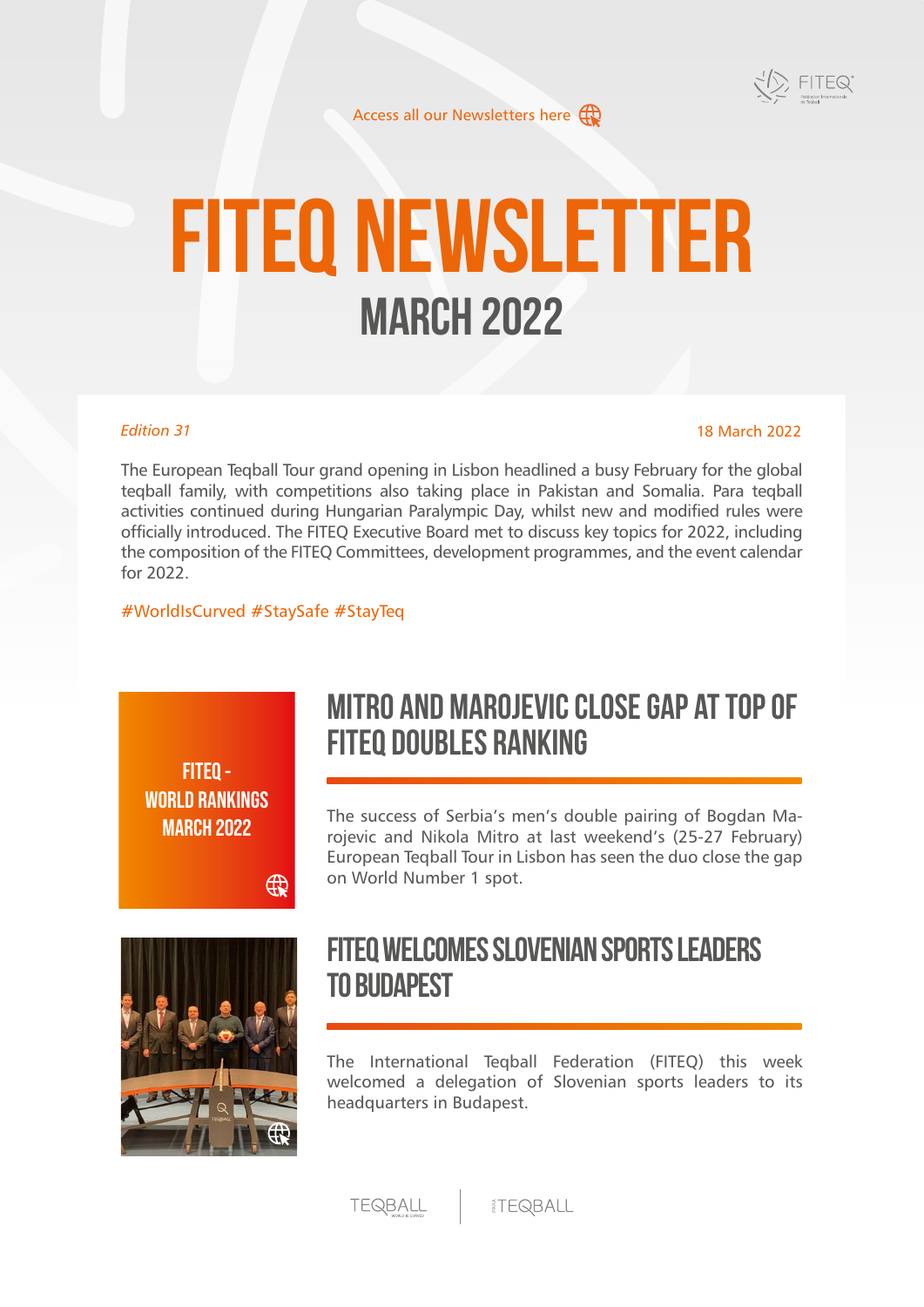Access all our Newsletters here

# FITEQ NEWSLETTER

## MARCH 2022

*Edition 31*

18 March 2022

The European Teqball Tour grand opening in Lisbon headlined a busy February for the global teqball family, with competitions also taking place in Pakistan and Somalia. Para teqball activities continued during Hungarian Paralympic Day, whilst new and modified rules were officially introduced. The FITEQ Executive Board met to discuss key topics for 2022, including the composition of the FITEQ Committees, development programmes, and the event calendar for 2022.

#WorldIsCurved #StaySafe #StayTeq

FITEQ - WORLD RANKINGS MARCH 2022

## MITRO AND MAROJEVIC CLOSE GAP AT TOP OF FITEQ DOUBLES RANKING

The success of Serbia's men's double pairing of Bogdan Marojevic and Nikola Mitro at last weekend's (25-27 February) European Teqball Tour in Lisbon has seen the duo close the gap on World Number 1 spot.

## FITEQ WELCOMES SLOVENIAN SPORTS LEADERS TO BUDAPEST

The International Teqball Federation (FITEQ) this week welcomed a delegation of Slovenian sports leaders to its headquarters in Budapest.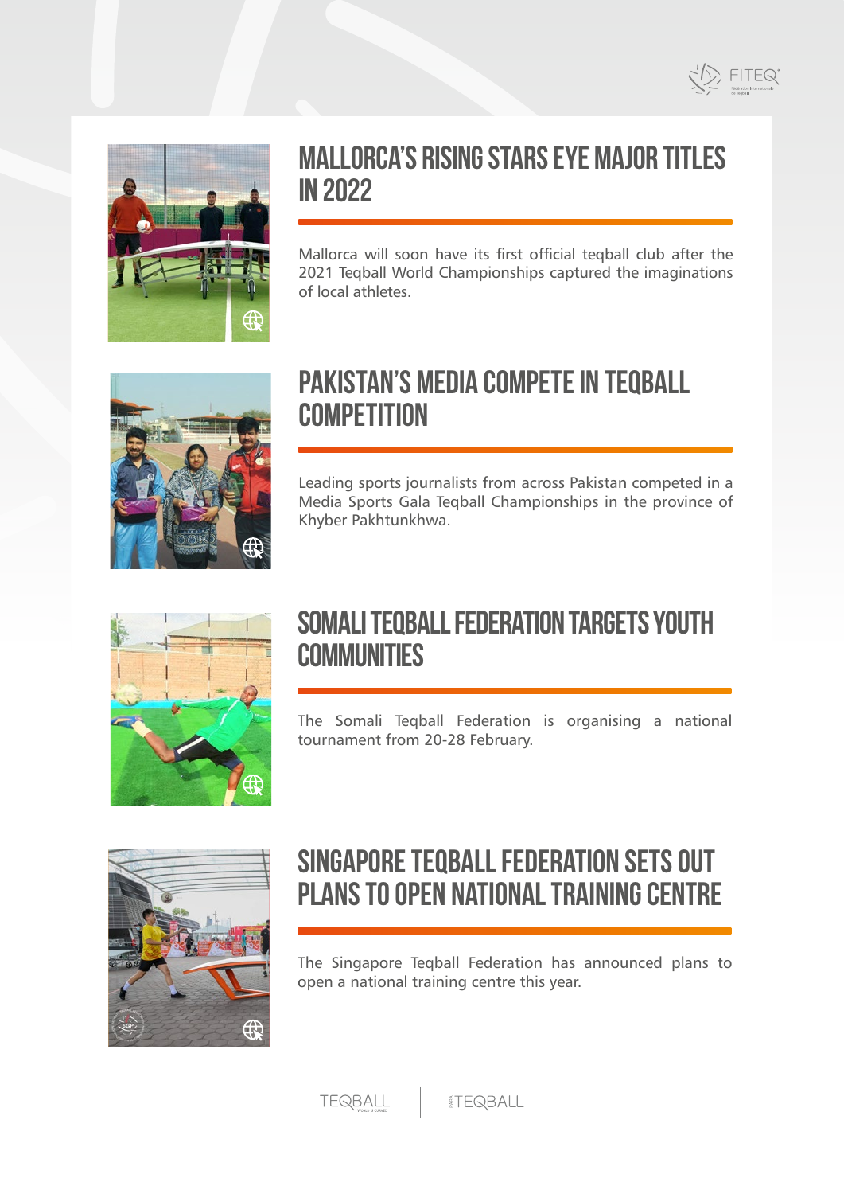## MALLORCA'S RISING STARS EYE MAJOR TITLES IN 2022

Mallorca will soon have its first official teqball club after the 2021 Teqball World Championships captured the imaginations of local athletes.

## PAKISTAN'S MEDIA COMPETE IN TEQBALL COMPETITION

Leading sports journalists from across Pakistan competed in a Media Sports Gala Teqball Championships in the province of Khyber Pakhtunkhwa.

## SOMALI TEQBALL FEDERATION TARGETS YOUTH COMMUNITIES

The Somali Teqball Federation is organising a national tournament from 20-28 February.

## SINGAPORE TEQBALL FEDERATION SETS OUT PLANS TO OPEN NATIONAL TRAINING CENTRE

The Singapore Teqball Federation has announced plans to open a national training centre this year.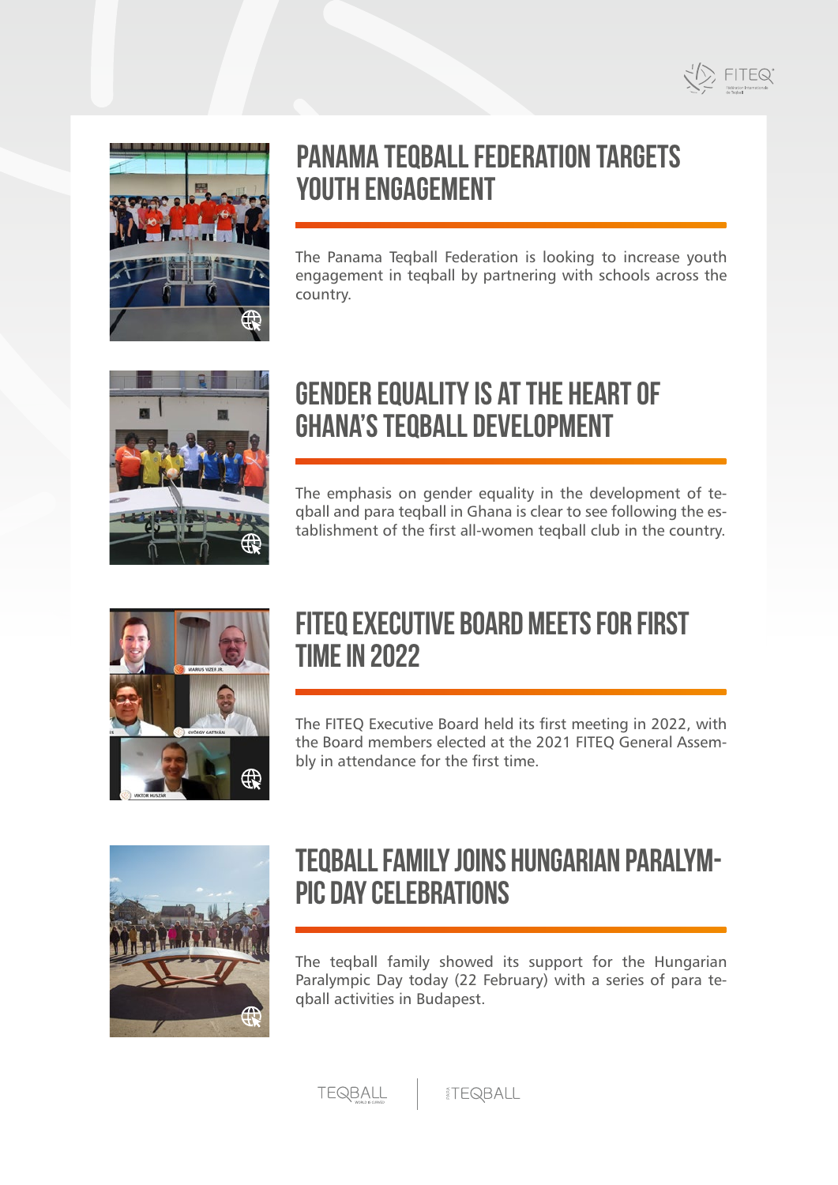## PANAMA TEQBALL FEDERATION TARGETS YOUTH ENGAGEMENT

The Panama Teqball Federation is looking to increase youth engagement in teqball by partnering with schools across the country.

## GENDER EQUALITY IS AT THE HEART OF GHANA'S TEQBALL DEVELOPMENT

The emphasis on gender equality in the development of teqball and para teqball in Ghana is clear to see following the establishment of the first all-women teqball club in the country.

## FITEQ EXECUTIVE BOARD MEETS FOR FIRST TIME IN 2022

The FITEQ Executive Board held its first meeting in 2022, with the Board members elected at the 2021 FITEQ General Assembly in attendance for the first time.

## TEQBALL FAMILY JOINS HUNGARIAN PARALYMPIC DAY CELEBRATIONS

The teqball family showed its support for the Hungarian Paralympic Day today (22 February) with a series of para teqball activities in Budapest.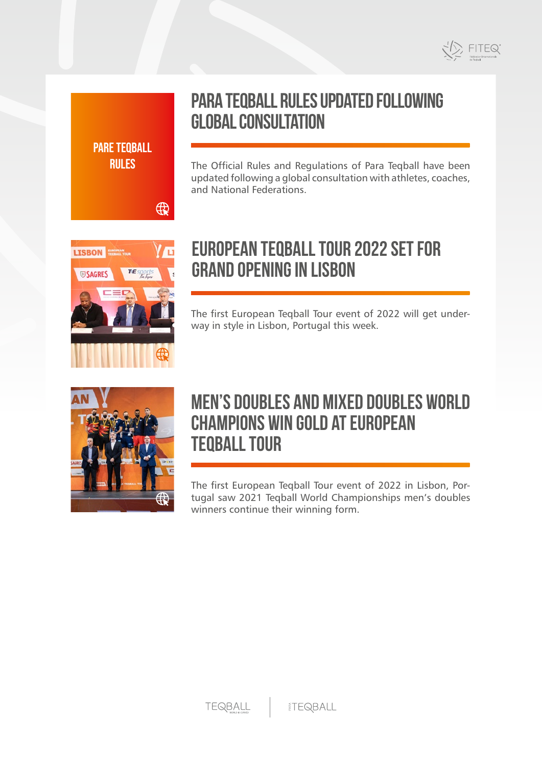PARE TEQBALL RULES

## PARA TEQBALL RULES UPDATED FOLLOWING GLOBAL CONSULTATION

The Official Rules and Regulations of Para Teqball have been updated following a global consultation with athletes, coaches, and National Federations.

## EUROPEAN TEQBALL TOUR 2022 SET FOR GRAND OPENING IN LISBON

The first European Teqball Tour event of 2022 will get underway in style in Lisbon, Portugal this week.

## MEN'S DOUBLES AND MIXED DOUBLES WORLD CHAMPIONS WIN GOLD AT EUROPEAN TEQBALL TOUR

The first European Teqball Tour event of 2022 in Lisbon, Portugal saw 2021 Teqball World Championships men's doubles winners continue their winning form.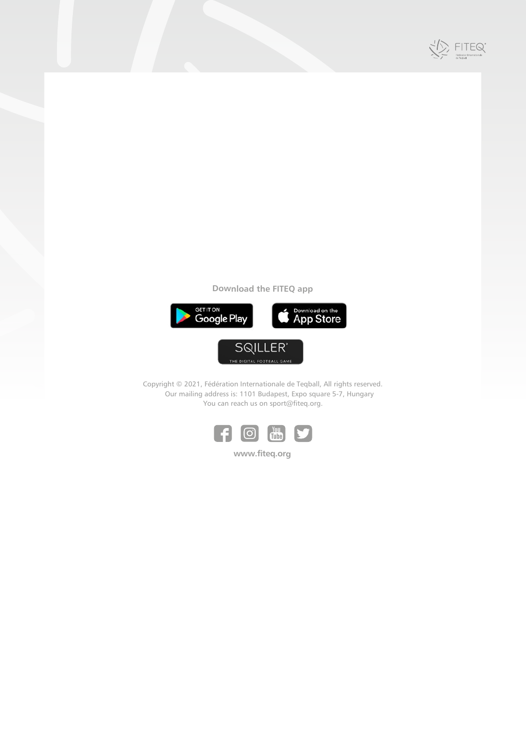Download the FITEQ app

Copyright © 2021, Fédération Internationale de Teqball, All rights reserved.
Our mailing address is: 1101 Budapest, Expo square 5-7, Hungary
You can reach us on sport@fiteq.org.

www.fiteq.org